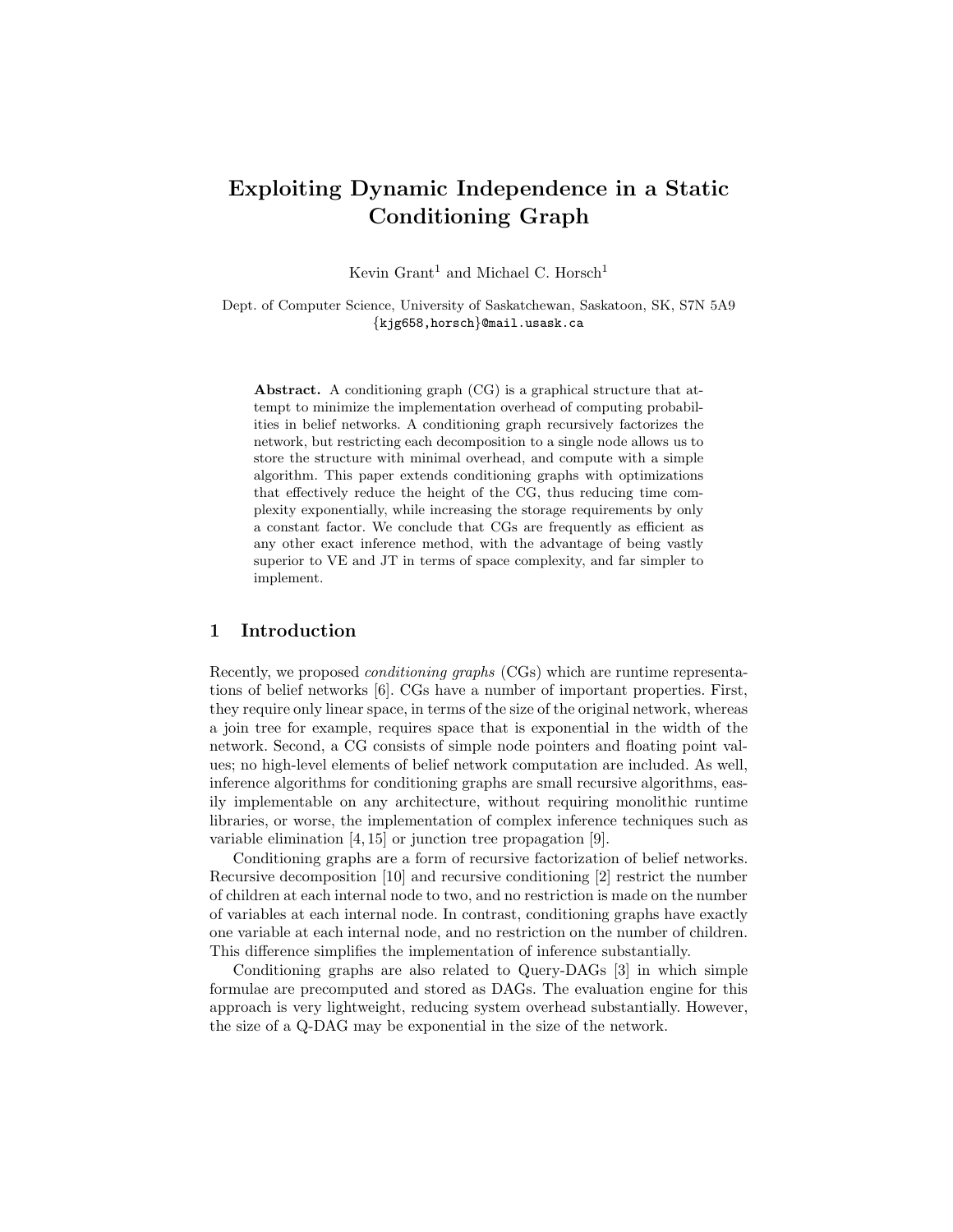// Exploiting Dynamic Independence in a Static Conditioning Graph

Kevin Grant[1] and Michael C. Horsch[1]

Dept. of Computer Science, University of Saskatchewan, Saskatoon, SK, S7N 5A9
{kjg658,horsch}@mail.usask.ca

**Abstract.** A conditioning graph (CG) is a graphical structure that attempt to minimize the implementation overhead of computing probabilities in belief networks. A conditioning graph recursively factorizes the network, but restricting each decomposition to a single node allows us to store the structure with minimal overhead, and compute with a simple algorithm. This paper extends conditioning graphs with optimizations that effectively reduce the height of the CG, thus reducing time complexity exponentially, while increasing the storage requirements by only a constant factor. We conclude that CGs are frequently as efficient as any other exact inference method, with the advantage of being vastly superior to VE and JT in terms of space complexity, and far simpler to implement.

## 1 Introduction

Recently, we proposed *conditioning graphs* (CGs) which are runtime representations of belief networks [6]. CGs have a number of important properties. First, they require only linear space, in terms of the size of the original network, whereas a join tree for example, requires space that is exponential in the width of the network. Second, a CG consists of simple node pointers and floating point values; no high-level elements of belief network computation are included. As well, inference algorithms for conditioning graphs are small recursive algorithms, easily implementable on any architecture, without requiring monolithic runtime libraries, or worse, the implementation of complex inference techniques such as variable elimination [4, 15] or junction tree propagation [9].

Conditioning graphs are a form of recursive factorization of belief networks. Recursive decomposition [10] and recursive conditioning [2] restrict the number of children at each internal node to two, and no restriction is made on the number of variables at each internal node. In contrast, conditioning graphs have exactly one variable at each internal node, and no restriction on the number of children. This difference simplifies the implementation of inference substantially.

Conditioning graphs are also related to Query-DAGs [3] in which simple formulae are precomputed and stored as DAGs. The evaluation engine for this approach is very lightweight, reducing system overhead substantially. However, the size of a Q-DAG may be exponential in the size of the network.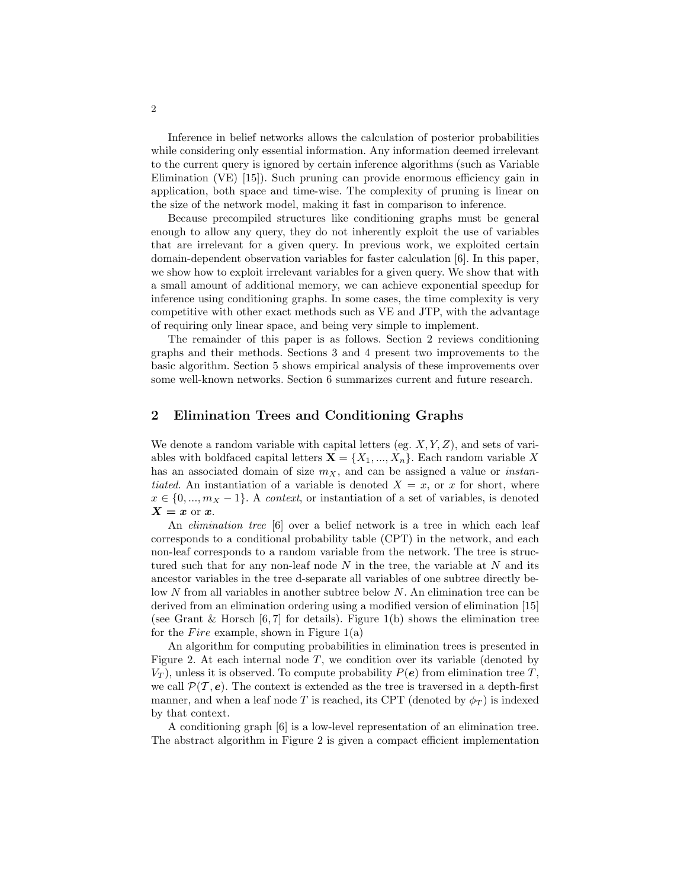Inference in belief networks allows the calculation of posterior probabilities while considering only essential information. Any information deemed irrelevant to the current query is ignored by certain inference algorithms (such as Variable Elimination (VE) [15]). Such pruning can provide enormous efficiency gain in application, both space and time-wise. The complexity of pruning is linear on the size of the network model, making it fast in comparison to inference.

Because precompiled structures like conditioning graphs must be general enough to allow any query, they do not inherently exploit the use of variables that are irrelevant for a given query. In previous work, we exploited certain domain-dependent observation variables for faster calculation [6]. In this paper, we show how to exploit irrelevant variables for a given query. We show that with a small amount of additional memory, we can achieve exponential speedup for inference using conditioning graphs. In some cases, the time complexity is very competitive with other exact methods such as VE and JTP, with the advantage of requiring only linear space, and being very simple to implement.

The remainder of this paper is as follows. Section 2 reviews conditioning graphs and their methods. Sections 3 and 4 present two improvements to the basic algorithm. Section 5 shows empirical analysis of these improvements over some well-known networks. Section 6 summarizes current and future research.

## 2 Elimination Trees and Conditioning Graphs

We denote a random variable with capital letters (eg. $X, Y, Z$), and sets of variables with boldfaced capital letters $\mathbf{X} = \{X_1, ..., X_n\}$. Each random variable $X$ has an associated domain of size $m_X$, and can be assigned a value or *instantiated*. An instantiation of a variable is denoted $X = x$, or $x$ for short, where $x \in \{0, ..., m_X - 1\}$. A *context*, or instantiation of a set of variables, is denoted $\boldsymbol{X} = \boldsymbol{x}$ or $\boldsymbol{x}$.

An *elimination tree* [6] over a belief network is a tree in which each leaf corresponds to a conditional probability table (CPT) in the network, and each non-leaf corresponds to a random variable from the network. The tree is structured such that for any non-leaf node $N$ in the tree, the variable at $N$ and its ancestor variables in the tree d-separate all variables of one subtree directly below $N$ from all variables in another subtree below $N$. An elimination tree can be derived from an elimination ordering using a modified version of elimination [15] (see Grant & Horsch [6, 7] for details). Figure 1(b) shows the elimination tree for the *Fire* example, shown in Figure 1(a)

An algorithm for computing probabilities in elimination trees is presented in Figure 2. At each internal node $T$, we condition over its variable (denoted by $V_T$), unless it is observed. To compute probability $P(\boldsymbol{e})$ from elimination tree $T$, we call $\mathcal{P}(\mathcal{T}, \boldsymbol{e})$. The context is extended as the tree is traversed in a depth-first manner, and when a leaf node $T$ is reached, its CPT (denoted by $\phi_T$) is indexed by that context.

A conditioning graph [6] is a low-level representation of an elimination tree. The abstract algorithm in Figure 2 is given a compact efficient implementation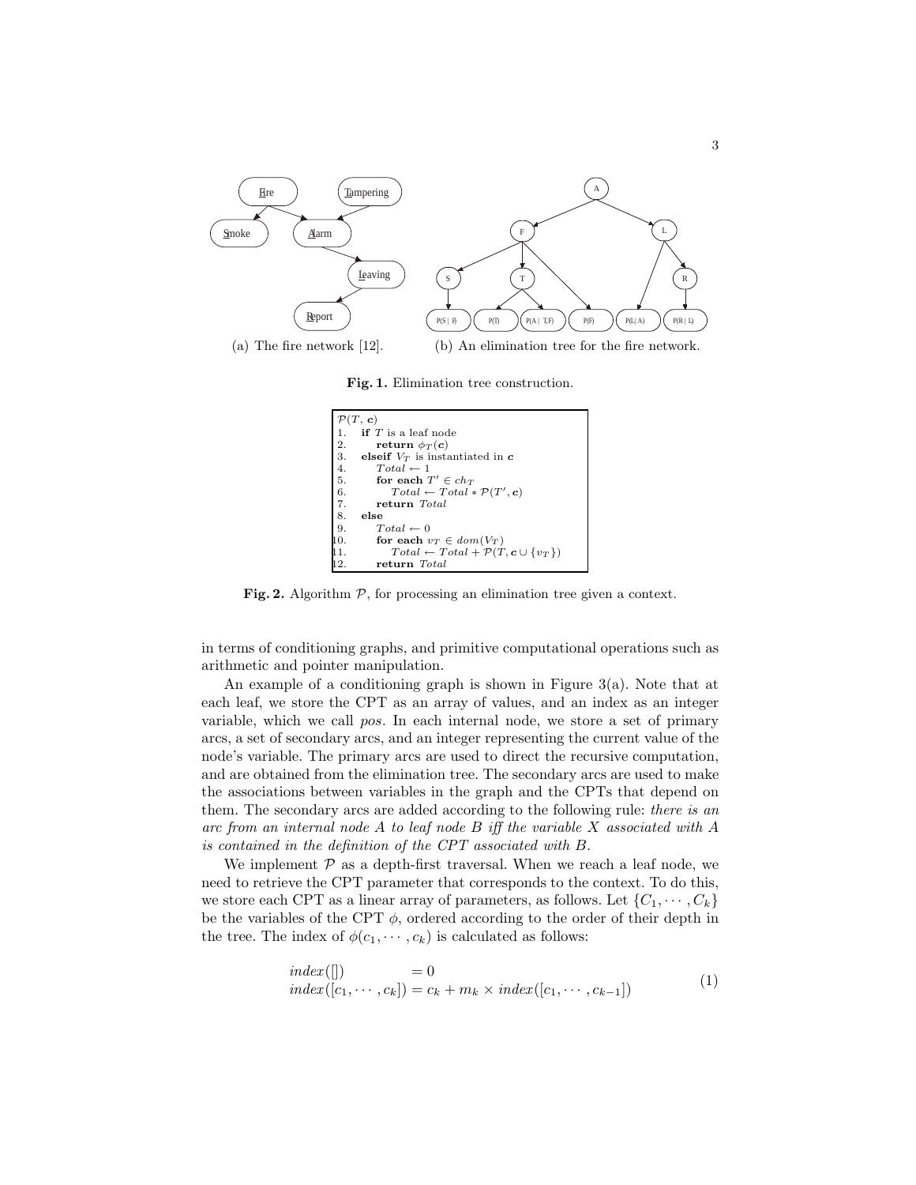(a) The fire network [12].

(b) An elimination tree for the fire network.

**Fig. 1.** Elimination tree construction.

```
P(T, c)
1.   if T is a leaf node
2.       return φ_T(c)
3.   elseif V_T is instantiated in c
4.       Total ← 1
5.       for each T' ∈ ch_T
6.           Total ← Total * P(T', c)
7.       return Total
8.   else
9.       Total ← 0
10.      for each v_T ∈ dom(V_T)
11.          Total ← Total + P(T, c ∪ {v_T})
12.      return Total
```

**Fig. 2.** Algorithm $\mathcal{P}$, for processing an elimination tree given a context.

in terms of conditioning graphs, and primitive computational operations such as arithmetic and pointer manipulation.

An example of a conditioning graph is shown in Figure 3(a). Note that at each leaf, we store the CPT as an array of values, and an index as an integer variable, which we call *pos*. In each internal node, we store a set of primary arcs, a set of secondary arcs, and an integer representing the current value of the node's variable. The primary arcs are used to direct the recursive computation, and are obtained from the elimination tree. The secondary arcs are used to make the associations between variables in the graph and the CPTs that depend on them. The secondary arcs are added according to the following rule: *there is an arc from an internal node A to leaf node B iff the variable X associated with A is contained in the definition of the CPT associated with B.*

We implement $\mathcal{P}$ as a depth-first traversal. When we reach a leaf node, we need to retrieve the CPT parameter that corresponds to the context. To do this, we store each CPT as a linear array of parameters, as follows. Let $\{C_1, \cdots, C_k\}$ be the variables of the CPT $\phi$, ordered according to the order of their depth in the tree. The index of $\phi(c_1, \cdots, c_k)$ is calculated as follows:

$$
\begin{aligned}
&index([]) &&= 0 \\
&index([c_1, \cdots, c_k]) &&= c_k + m_k \times index([c_1, \cdots, c_{k-1}])
\end{aligned}
\qquad (1)
$$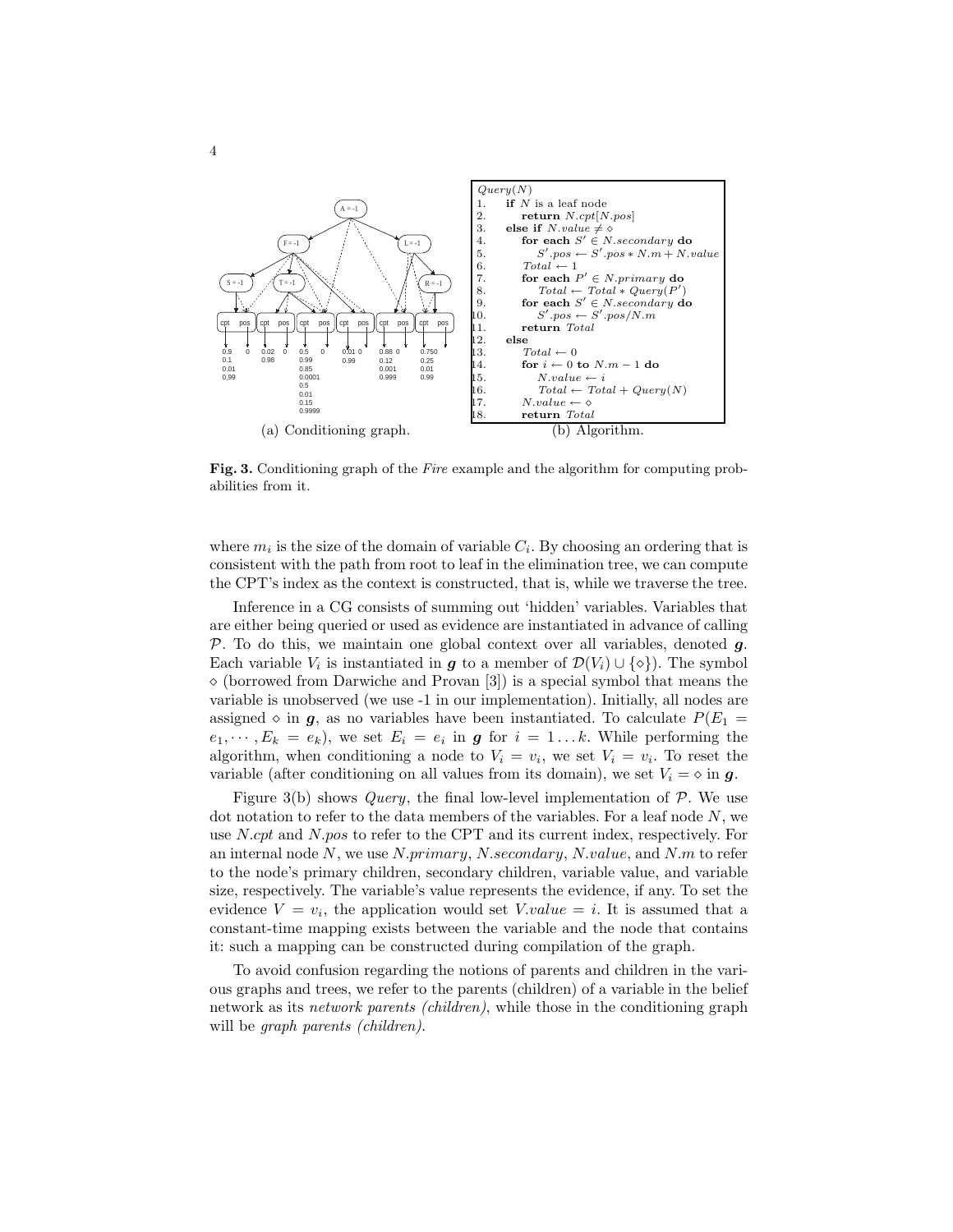(a) Conditioning graph.

```
Query(N)
1.    if N is a leaf node
2.        return N.cpt[N.pos]
3.    else if N.value ≠ ◇
4.        for each S' ∈ N.secondary do
5.            S'.pos ← S'.pos * N.m + N.value
6.        Total ← 1
7.        for each P' ∈ N.primary do
8.            Total ← Total * Query(P')
9.        for each S' ∈ N.secondary do
10.           S'.pos ← S'.pos/N.m
11.       return Total
12.   else
13.       Total ← 0
14.       for i ← 0 to N.m − 1 do
15.           N.value ← i
16.           Total ← Total + Query(N)
17.       N.value ← ◇
18.       return Total
```

(b) Algorithm.

**Fig. 3.** Conditioning graph of the *Fire* example and the algorithm for computing probabilities from it.

where $m_i$ is the size of the domain of variable $C_i$. By choosing an ordering that is consistent with the path from root to leaf in the elimination tree, we can compute the CPT's index as the context is constructed, that is, while we traverse the tree.

Inference in a CG consists of summing out 'hidden' variables. Variables that are either being queried or used as evidence are instantiated in advance of calling $\mathcal{P}$. To do this, we maintain one global context over all variables, denoted $\boldsymbol{g}$. Each variable $V_i$ is instantiated in $\boldsymbol{g}$ to a member of $\mathcal{D}(V_i) \cup \{\diamond\}$). The symbol $\diamond$ (borrowed from Darwiche and Provan [3]) is a special symbol that means the variable is unobserved (we use -1 in our implementation). Initially, all nodes are assigned $\diamond$ in $\boldsymbol{g}$, as no variables have been instantiated. To calculate $P(E_1 = e_1, \cdots, E_k = e_k)$, we set $E_i = e_i$ in $\boldsymbol{g}$ for $i = 1 \ldots k$. While performing the algorithm, when conditioning a node to $V_i = v_i$, we set $V_i = v_i$. To reset the variable (after conditioning on all values from its domain), we set $V_i = \diamond$ in $\boldsymbol{g}$.

Figure 3(b) shows *Query*, the final low-level implementation of $\mathcal{P}$. We use dot notation to refer to the data members of the variables. For a leaf node $N$, we use *N.cpt* and *N.pos* to refer to the CPT and its current index, respectively. For an internal node $N$, we use *N.primary*, *N.secondary*, *N.value*, and *N.m* to refer to the node's primary children, secondary children, variable value, and variable size, respectively. The variable's value represents the evidence, if any. To set the evidence $V = v_i$, the application would set *V.value* $= i$. It is assumed that a constant-time mapping exists between the variable and the node that contains it: such a mapping can be constructed during compilation of the graph.

To avoid confusion regarding the notions of parents and children in the various graphs and trees, we refer to the parents (children) of a variable in the belief network as its *network parents (children)*, while those in the conditioning graph will be *graph parents (children)*.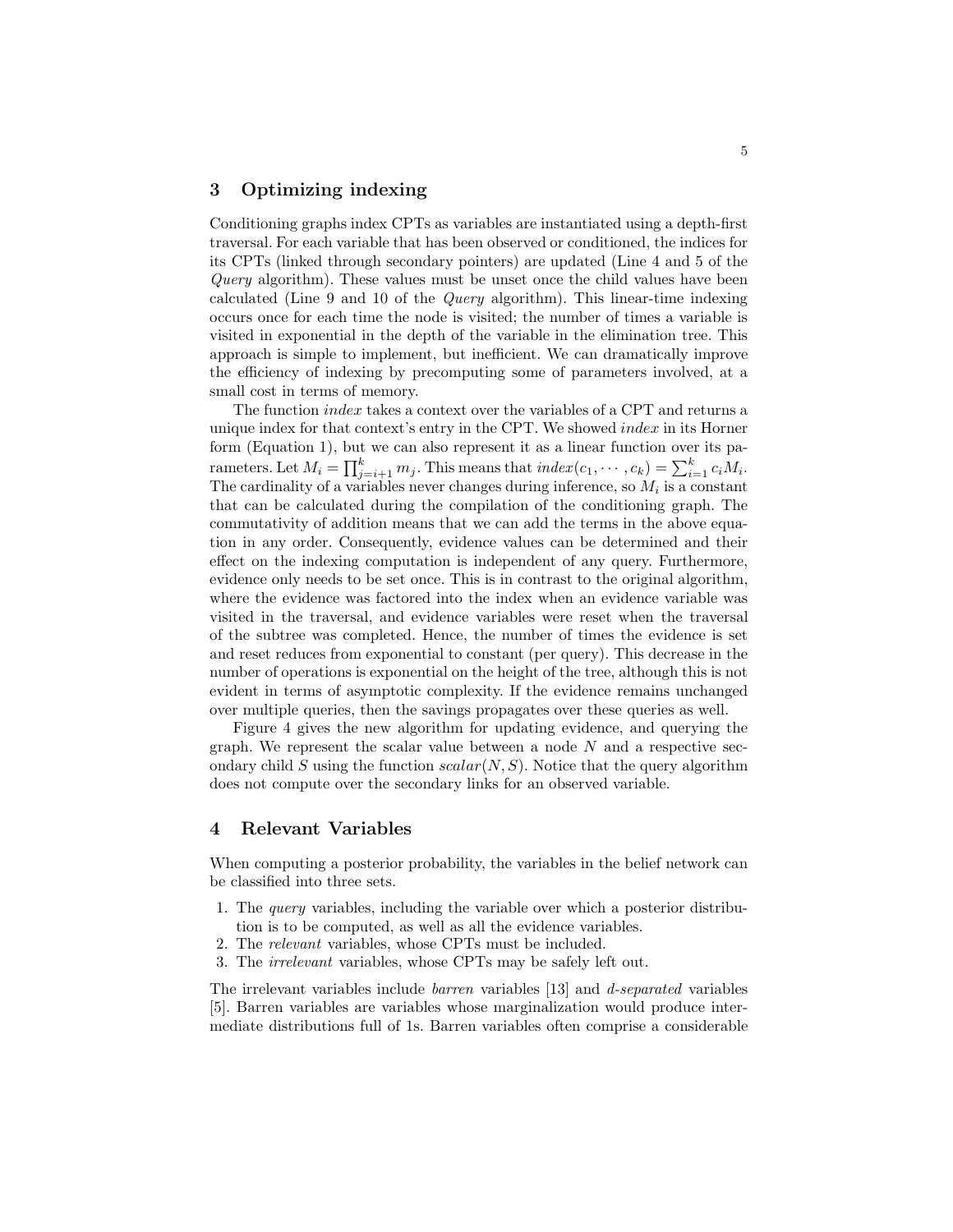## 3 Optimizing indexing

Conditioning graphs index CPTs as variables are instantiated using a depth-first traversal. For each variable that has been observed or conditioned, the indices for its CPTs (linked through secondary pointers) are updated (Line 4 and 5 of the *Query* algorithm). These values must be unset once the child values have been calculated (Line 9 and 10 of the *Query* algorithm). This linear-time indexing occurs once for each time the node is visited; the number of times a variable is visited in exponential in the depth of the variable in the elimination tree. This approach is simple to implement, but inefficient. We can dramatically improve the efficiency of indexing by precomputing some of parameters involved, at a small cost in terms of memory.

The function *index* takes a context over the variables of a CPT and returns a unique index for that context's entry in the CPT. We showed *index* in its Horner form (Equation 1), but we can also represent it as a linear function over its parameters. Let $M_i = \prod_{j=i+1}^{k} m_j$. This means that $index(c_1, \cdots, c_k) = \sum_{i=1}^{k} c_i M_i$. The cardinality of a variables never changes during inference, so $M_i$ is a constant that can be calculated during the compilation of the conditioning graph. The commutativity of addition means that we can add the terms in the above equation in any order. Consequently, evidence values can be determined and their effect on the indexing computation is independent of any query. Furthermore, evidence only needs to be set once. This is in contrast to the original algorithm, where the evidence was factored into the index when an evidence variable was visited in the traversal, and evidence variables were reset when the traversal of the subtree was completed. Hence, the number of times the evidence is set and reset reduces from exponential to constant (per query). This decrease in the number of operations is exponential on the height of the tree, although this is not evident in terms of asymptotic complexity. If the evidence remains unchanged over multiple queries, then the savings propagates over these queries as well.

Figure 4 gives the new algorithm for updating evidence, and querying the graph. We represent the scalar value between a node $N$ and a respective secondary child $S$ using the function $scalar(N, S)$. Notice that the query algorithm does not compute over the secondary links for an observed variable.

## 4 Relevant Variables

When computing a posterior probability, the variables in the belief network can be classified into three sets.

1. The *query* variables, including the variable over which a posterior distribution is to be computed, as well as all the evidence variables.
2. The *relevant* variables, whose CPTs must be included.
3. The *irrelevant* variables, whose CPTs may be safely left out.

The irrelevant variables include *barren* variables [13] and *d-separated* variables [5]. Barren variables are variables whose marginalization would produce intermediate distributions full of 1s. Barren variables often comprise a considerable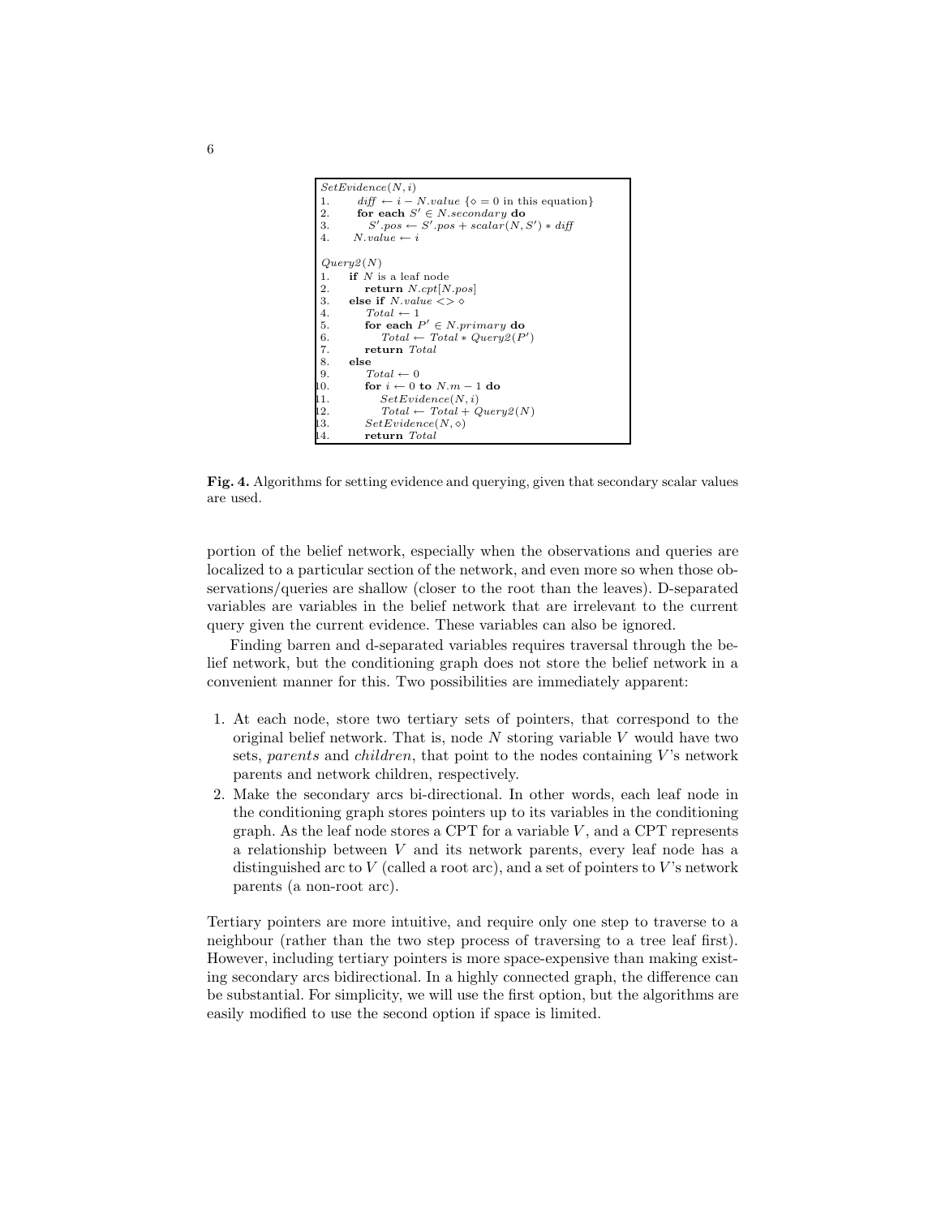```
SetEvidence(N, i)
1.    diff ← i − N.value {◇ = 0 in this equation}
2.    for each S′ ∈ N.secondary do
3.      S′.pos ← S′.pos + scalar(N, S′) ∗ diff
4.    N.value ← i

Query2(N)
1.   if N is a leaf node
2.     return N.cpt[N.pos]
3.   else if N.value <> ◇
4.     Total ← 1
5.     for each P′ ∈ N.primary do
6.       Total ← Total ∗ Query2(P′)
7.     return Total
8.   else
9.     Total ← 0
10.    for i ← 0 to N.m − 1 do
11.      SetEvidence(N, i)
12.      Total ← Total + Query2(N)
13.    SetEvidence(N, ◇)
14.    return Total
```

**Fig. 4.** Algorithms for setting evidence and querying, given that secondary scalar values are used.

portion of the belief network, especially when the observations and queries are localized to a particular section of the network, and even more so when those observations/queries are shallow (closer to the root than the leaves). D-separated variables are variables in the belief network that are irrelevant to the current query given the current evidence. These variables can also be ignored.

Finding barren and d-separated variables requires traversal through the belief network, but the conditioning graph does not store the belief network in a convenient manner for this. Two possibilities are immediately apparent:

1. At each node, store two tertiary sets of pointers, that correspond to the original belief network. That is, node $N$ storing variable $V$ would have two sets, *parents* and *children*, that point to the nodes containing $V$'s network parents and network children, respectively.
2. Make the secondary arcs bi-directional. In other words, each leaf node in the conditioning graph stores pointers up to its variables in the conditioning graph. As the leaf node stores a CPT for a variable $V$, and a CPT represents a relationship between $V$ and its network parents, every leaf node has a distinguished arc to $V$ (called a root arc), and a set of pointers to $V$'s network parents (a non-root arc).

Tertiary pointers are more intuitive, and require only one step to traverse to a neighbour (rather than the two step process of traversing to a tree leaf first). However, including tertiary pointers is more space-expensive than making existing secondary arcs bidirectional. In a highly connected graph, the difference can be substantial. For simplicity, we will use the first option, but the algorithms are easily modified to use the second option if space is limited.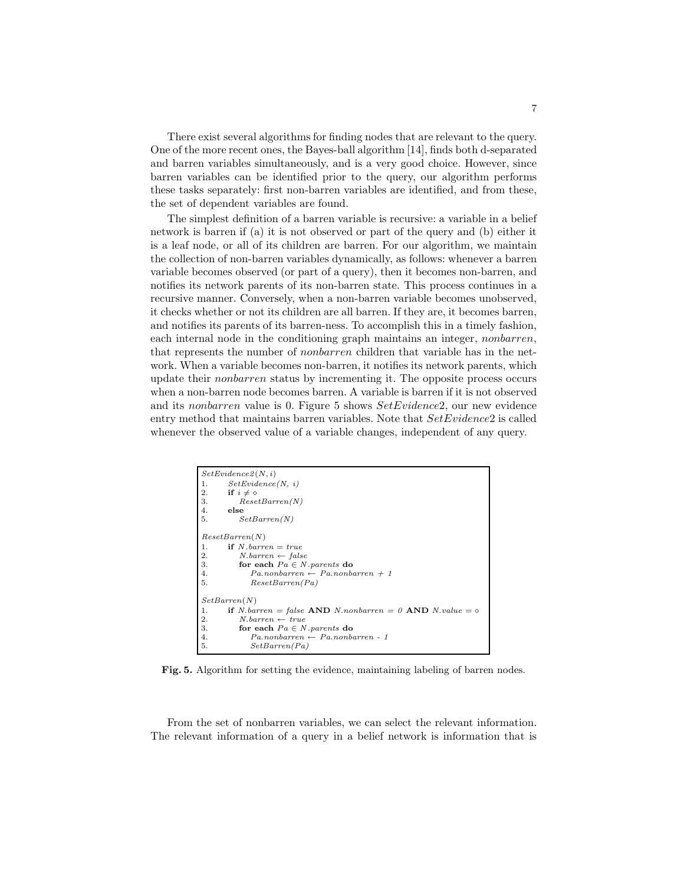There exist several algorithms for finding nodes that are relevant to the query. One of the more recent ones, the Bayes-ball algorithm [14], finds both d-separated and barren variables simultaneously, and is a very good choice. However, since barren variables can be identified prior to the query, our algorithm performs these tasks separately: first non-barren variables are identified, and from these, the set of dependent variables are found.

The simplest definition of a barren variable is recursive: a variable in a belief network is barren if (a) it is not observed or part of the query and (b) either it is a leaf node, or all of its children are barren. For our algorithm, we maintain the collection of non-barren variables dynamically, as follows: whenever a barren variable becomes observed (or part of a query), then it becomes non-barren, and notifies its network parents of its non-barren state. This process continues in a recursive manner. Conversely, when a non-barren variable becomes unobserved, it checks whether or not its children are all barren. If they are, it becomes barren, and notifies its parents of its barren-ness. To accomplish this in a timely fashion, each internal node in the conditioning graph maintains an integer, *nonbarren*, that represents the number of *nonbarren* children that variable has in the network. When a variable becomes non-barren, it notifies its network parents, which update their *nonbarren* status by incrementing it. The opposite process occurs when a non-barren node becomes barren. A variable is barren if it is not observed and its *nonbarren* value is 0. Figure 5 shows *SetEvidence*2, our new evidence entry method that maintains barren variables. Note that *SetEvidence*2 is called whenever the observed value of a variable changes, independent of any query.

```
SetEvidence2(N, i)
1.    SetEvidence(N, i)
2.    if i ≠ ⋄
3.        ResetBarren(N)
4.    else
5.        SetBarren(N)

ResetBarren(N)
1.    if N.barren = true
2.        N.barren ← false
3.        for each Pa ∈ N.parents do
4.            Pa.nonbarren ← Pa.nonbarren + 1
5.            ResetBarren(Pa)

SetBarren(N)
1.    if N.barren = false AND N.nonbarren = 0 AND N.value = ⋄
2.        N.barren ← true
3.        for each Pa ∈ N.parents do
4.            Pa.nonbarren ← Pa.nonbarren - 1
5.            SetBarren(Pa)
```

**Fig. 5.** Algorithm for setting the evidence, maintaining labeling of barren nodes.

From the set of nonbarren variables, we can select the relevant information. The relevant information of a query in a belief network is information that is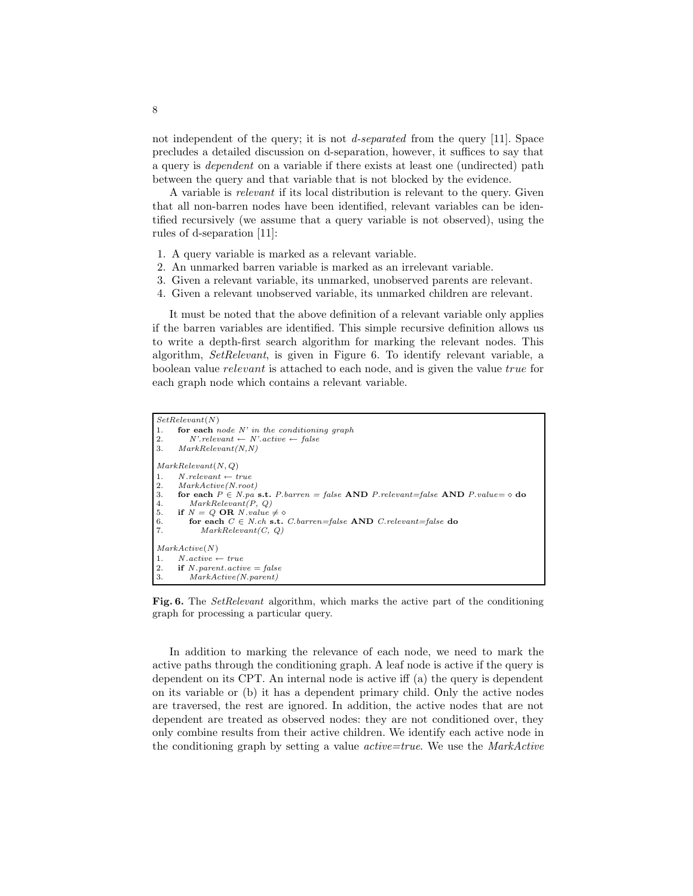not independent of the query; it is not *d-separated* from the query [11]. Space precludes a detailed discussion on d-separation, however, it suffices to say that a query is *dependent* on a variable if there exists at least one (undirected) path between the query and that variable that is not blocked by the evidence.

A variable is *relevant* if its local distribution is relevant to the query. Given that all non-barren nodes have been identified, relevant variables can be identified recursively (we assume that a query variable is not observed), using the rules of d-separation [11]:

1. A query variable is marked as a relevant variable.
2. An unmarked barren variable is marked as an irrelevant variable.
3. Given a relevant variable, its unmarked, unobserved parents are relevant.
4. Given a relevant unobserved variable, its unmarked children are relevant.

It must be noted that the above definition of a relevant variable only applies if the barren variables are identified. This simple recursive definition allows us to write a depth-first search algorithm for marking the relevant nodes. This algorithm, *SetRelevant*, is given in Figure 6. To identify relevant variable, a boolean value *relevant* is attached to each node, and is given the value *true* for each graph node which contains a relevant variable.

```
SetRelevant(N)
1.    for each node N' in the conditioning graph
2.       N'.relevant ← N'.active ← false
3.    MarkRelevant(N,N)

MarkRelevant(N, Q)
1.    N.relevant ← true
2.    MarkActive(N.root)
3.    for each P ∈ N.pa s.t. P.barren = false AND P.relevant=false AND P.value= ◇ do
4.       MarkRelevant(P, Q)
5.    if N = Q OR N.value ≠ ◇
6.       for each C ∈ N.ch s.t. C.barren=false AND C.relevant=false do
7.          MarkRelevant(C, Q)

MarkActive(N)
1.    N.active ← true
2.    if N.parent.active = false
3.       MarkActive(N.parent)
```

**Fig. 6.** The *SetRelevant* algorithm, which marks the active part of the conditioning graph for processing a particular query.

In addition to marking the relevance of each node, we need to mark the active paths through the conditioning graph. A leaf node is active if the query is dependent on its CPT. An internal node is active iff (a) the query is dependent on its variable or (b) it has a dependent primary child. Only the active nodes are traversed, the rest are ignored. In addition, the active nodes that are not dependent are treated as observed nodes: they are not conditioned over, they only combine results from their active children. We identify each active node in the conditioning graph by setting a value *active=true*. We use the *MarkActive*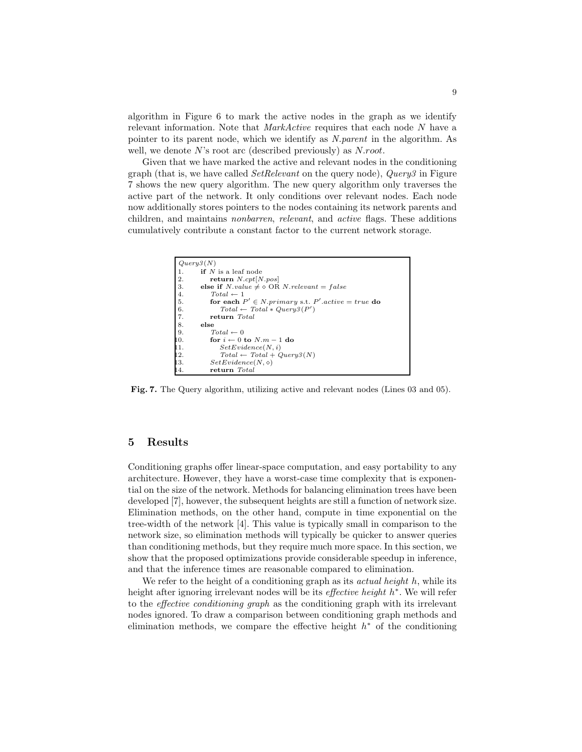algorithm in Figure 6 to mark the active nodes in the graph as we identify relevant information. Note that *MarkActive* requires that each node $N$ have a pointer to its parent node, which we identify as *N.parent* in the algorithm. As well, we denote $N$'s root arc (described previously) as *N.root*.

Given that we have marked the active and relevant nodes in the conditioning graph (that is, we have called *SetRelevant* on the query node), *Query3* in Figure 7 shows the new query algorithm. The new query algorithm only traverses the active part of the network. It only conditions over relevant nodes. Each node now additionally stores pointers to the nodes containing its network parents and children, and maintains *nonbarren*, *relevant*, and *active* flags. These additions cumulatively contribute a constant factor to the current network storage.

```
Query3(N)
1.    if N is a leaf node
2.        return N.cpt[N.pos]
3.    else if N.value ≠ ◇ OR N.relevant = false
4.        Total ← 1
5.        for each P' ∈ N.primary s.t. P'.active = true do
6.            Total ← Total * Query3(P')
7.        return Total
8.    else
9.        Total ← 0
10.       for i ← 0 to N.m − 1 do
11.           SetEvidence(N, i)
12.           Total ← Total + Query3(N)
13.       SetEvidence(N, ◇)
14.       return Total
```

**Fig. 7.** The Query algorithm, utilizing active and relevant nodes (Lines 03 and 05).

## 5 Results

Conditioning graphs offer linear-space computation, and easy portability to any architecture. However, they have a worst-case time complexity that is exponential on the size of the network. Methods for balancing elimination trees have been developed [7], however, the subsequent heights are still a function of network size. Elimination methods, on the other hand, compute in time exponential on the tree-width of the network [4]. This value is typically small in comparison to the network size, so elimination methods will typically be quicker to answer queries than conditioning methods, but they require much more space. In this section, we show that the proposed optimizations provide considerable speedup in inference, and that the inference times are reasonable compared to elimination.

We refer to the height of a conditioning graph as its *actual height* $h$, while its height after ignoring irrelevant nodes will be its *effective height* $h^*$. We will refer to the *effective conditioning graph* as the conditioning graph with its irrelevant nodes ignored. To draw a comparison between conditioning graph methods and elimination methods, we compare the effective height $h^*$ of the conditioning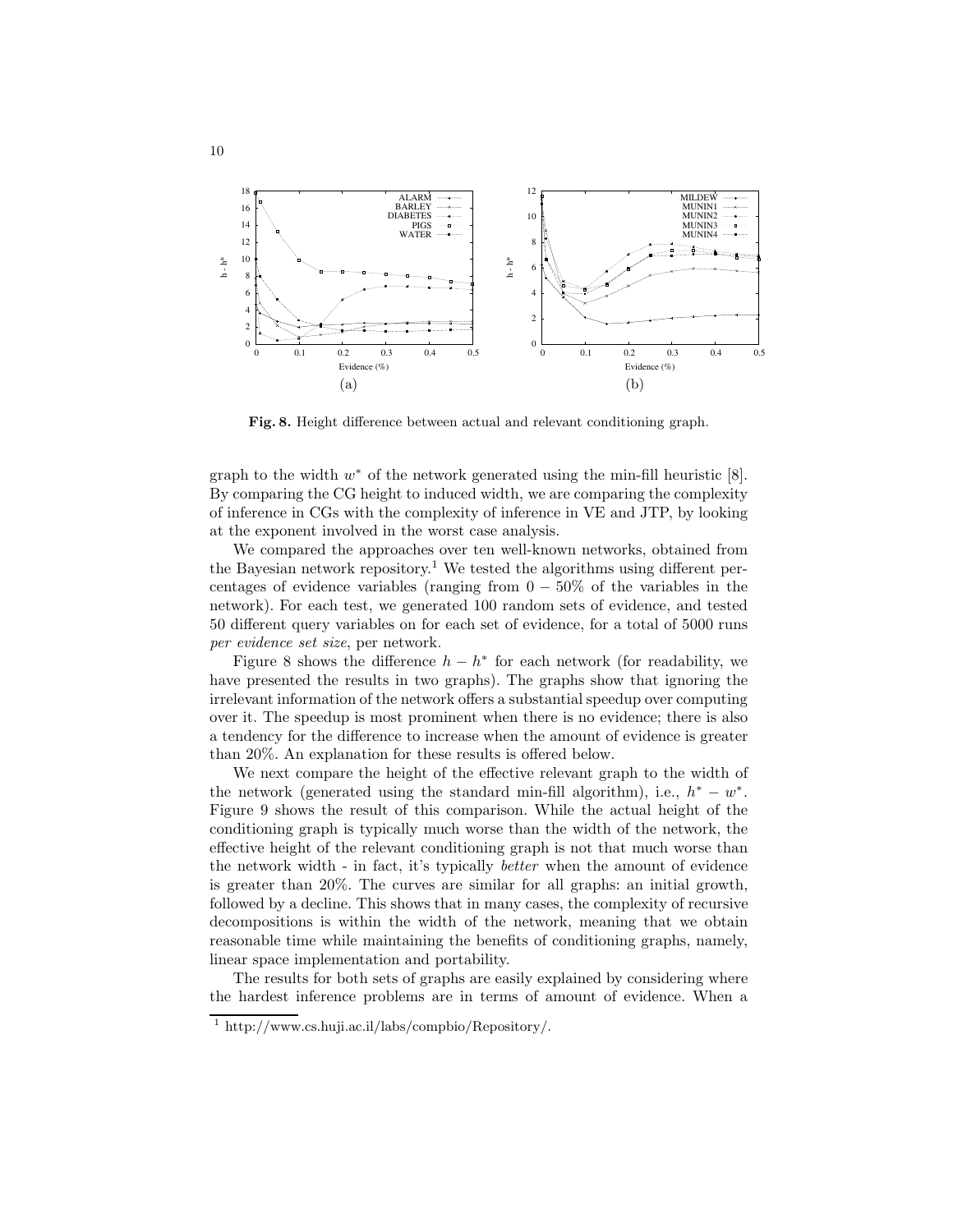**Fig. 8.** Height difference between actual and relevant conditioning graph.

graph to the width $w^*$ of the network generated using the min-fill heuristic [8]. By comparing the CG height to induced width, we are comparing the complexity of inference in CGs with the complexity of inference in VE and JTP, by looking at the exponent involved in the worst case analysis.

We compared the approaches over ten well-known networks, obtained from the Bayesian network repository.[1] We tested the algorithms using different percentages of evidence variables (ranging from $0 - 50\%$ of the variables in the network). For each test, we generated 100 random sets of evidence, and tested 50 different query variables on for each set of evidence, for a total of 5000 runs *per evidence set size*, per network.

Figure 8 shows the difference $h - h^*$ for each network (for readability, we have presented the results in two graphs). The graphs show that ignoring the irrelevant information of the network offers a substantial speedup over computing over it. The speedup is most prominent when there is no evidence; there is also a tendency for the difference to increase when the amount of evidence is greater than 20%. An explanation for these results is offered below.

We next compare the height of the effective relevant graph to the width of the network (generated using the standard min-fill algorithm), i.e., $h^* - w^*$. Figure 9 shows the result of this comparison. While the actual height of the conditioning graph is typically much worse than the width of the network, the effective height of the relevant conditioning graph is not that much worse than the network width - in fact, it's typically *better* when the amount of evidence is greater than 20%. The curves are similar for all graphs: an initial growth, followed by a decline. This shows that in many cases, the complexity of recursive decompositions is within the width of the network, meaning that we obtain reasonable time while maintaining the benefits of conditioning graphs, namely, linear space implementation and portability.

The results for both sets of graphs are easily explained by considering where the hardest inference problems are in terms of amount of evidence. When a

[1] http://www.cs.huji.ac.il/labs/compbio/Repository/.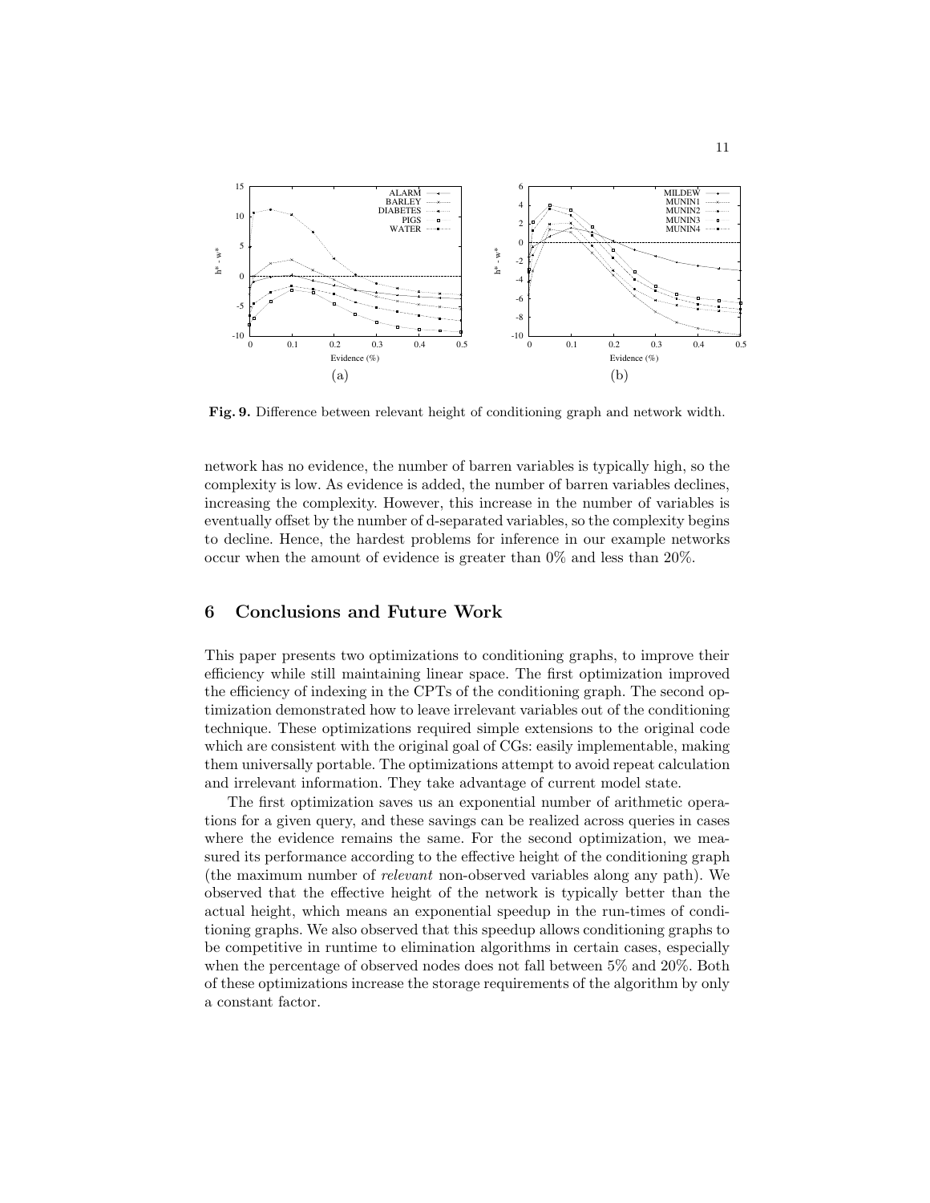**Fig. 9.** Difference between relevant height of conditioning graph and network width.

network has no evidence, the number of barren variables is typically high, so the complexity is low. As evidence is added, the number of barren variables declines, increasing the complexity. However, this increase in the number of variables is eventually offset by the number of d-separated variables, so the complexity begins to decline. Hence, the hardest problems for inference in our example networks occur when the amount of evidence is greater than 0% and less than 20%.

## 6 Conclusions and Future Work

This paper presents two optimizations to conditioning graphs, to improve their efficiency while still maintaining linear space. The first optimization improved the efficiency of indexing in the CPTs of the conditioning graph. The second optimization demonstrated how to leave irrelevant variables out of the conditioning technique. These optimizations required simple extensions to the original code which are consistent with the original goal of CGs: easily implementable, making them universally portable. The optimizations attempt to avoid repeat calculation and irrelevant information. They take advantage of current model state.

The first optimization saves us an exponential number of arithmetic operations for a given query, and these savings can be realized across queries in cases where the evidence remains the same. For the second optimization, we measured its performance according to the effective height of the conditioning graph (the maximum number of *relevant* non-observed variables along any path). We observed that the effective height of the network is typically better than the actual height, which means an exponential speedup in the run-times of conditioning graphs. We also observed that this speedup allows conditioning graphs to be competitive in runtime to elimination algorithms in certain cases, especially when the percentage of observed nodes does not fall between 5% and 20%. Both of these optimizations increase the storage requirements of the algorithm by only a constant factor.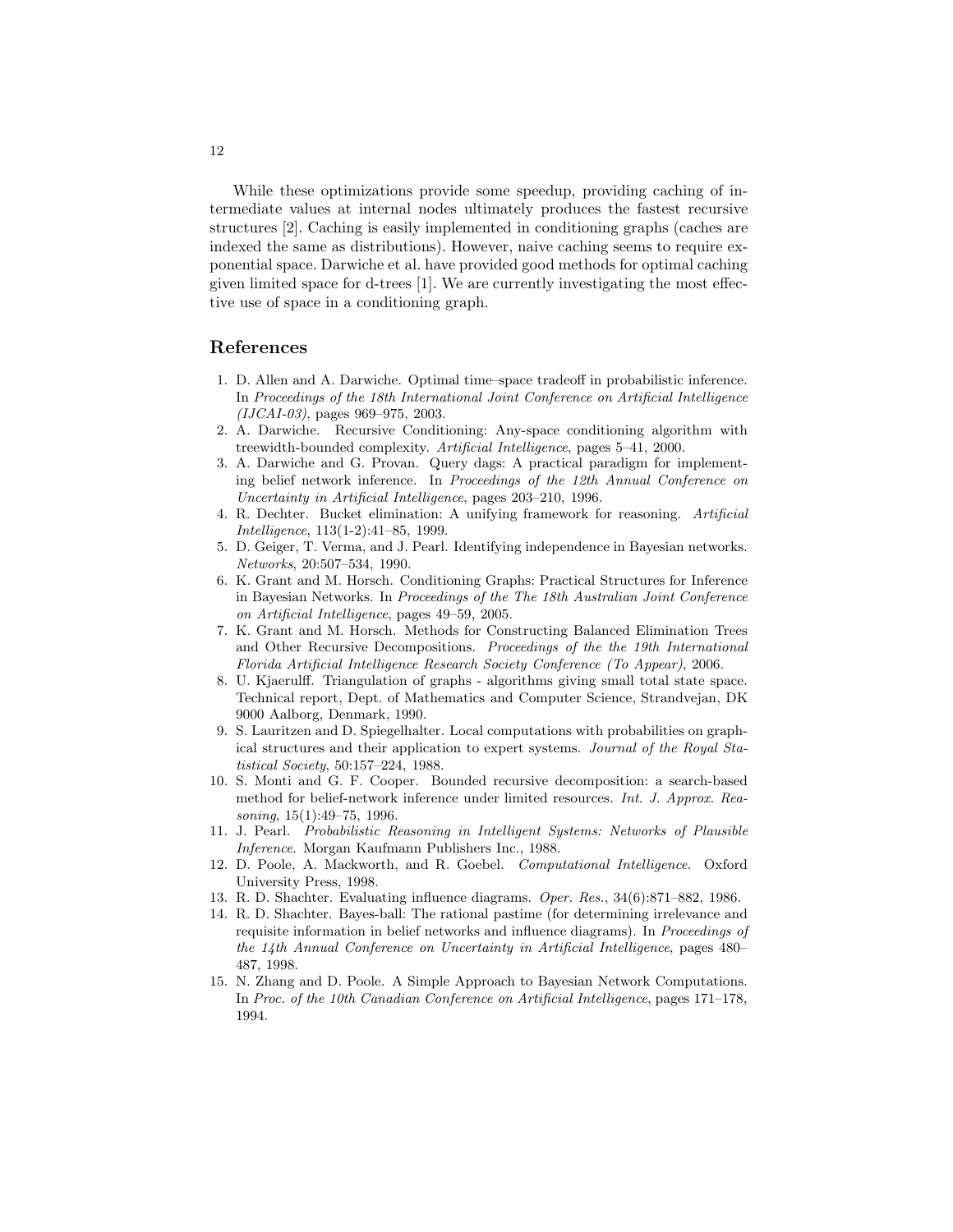While these optimizations provide some speedup, providing caching of intermediate values at internal nodes ultimately produces the fastest recursive structures [2]. Caching is easily implemented in conditioning graphs (caches are indexed the same as distributions). However, naive caching seems to require exponential space. Darwiche et al. have provided good methods for optimal caching given limited space for d-trees [1]. We are currently investigating the most effective use of space in a conditioning graph.

## References

1. D. Allen and A. Darwiche. Optimal time–space tradeoff in probabilistic inference. In *Proceedings of the 18th International Joint Conference on Artificial Intelligence (IJCAI-03)*, pages 969–975, 2003.
2. A. Darwiche. Recursive Conditioning: Any-space conditioning algorithm with treewidth-bounded complexity. *Artificial Intelligence*, pages 5–41, 2000.
3. A. Darwiche and G. Provan. Query dags: A practical paradigm for implementing belief network inference. In *Proceedings of the 12th Annual Conference on Uncertainty in Artificial Intelligence*, pages 203–210, 1996.
4. R. Dechter. Bucket elimination: A unifying framework for reasoning. *Artificial Intelligence*, 113(1-2):41–85, 1999.
5. D. Geiger, T. Verma, and J. Pearl. Identifying independence in Bayesian networks. *Networks*, 20:507–534, 1990.
6. K. Grant and M. Horsch. Conditioning Graphs: Practical Structures for Inference in Bayesian Networks. In *Proceedings of the The 18th Australian Joint Conference on Artificial Intelligence*, pages 49–59, 2005.
7. K. Grant and M. Horsch. Methods for Constructing Balanced Elimination Trees and Other Recursive Decompositions. *Proceedings of the the 19th International Florida Artificial Intelligence Research Society Conference (To Appear)*, 2006.
8. U. Kjaerulff. Triangulation of graphs - algorithms giving small total state space. Technical report, Dept. of Mathematics and Computer Science, Strandvejan, DK 9000 Aalborg, Denmark, 1990.
9. S. Lauritzen and D. Spiegelhalter. Local computations with probabilities on graphical structures and their application to expert systems. *Journal of the Royal Statistical Society*, 50:157–224, 1988.
10. S. Monti and G. F. Cooper. Bounded recursive decomposition: a search-based method for belief-network inference under limited resources. *Int. J. Approx. Reasoning*, 15(1):49–75, 1996.
11. J. Pearl. *Probabilistic Reasoning in Intelligent Systems: Networks of Plausible Inference*. Morgan Kaufmann Publishers Inc., 1988.
12. D. Poole, A. Mackworth, and R. Goebel. *Computational Intelligence*. Oxford University Press, 1998.
13. R. D. Shachter. Evaluating influence diagrams. *Oper. Res.*, 34(6):871–882, 1986.
14. R. D. Shachter. Bayes-ball: The rational pastime (for determining irrelevance and requisite information in belief networks and influence diagrams). In *Proceedings of the 14th Annual Conference on Uncertainty in Artificial Intelligence*, pages 480–487, 1998.
15. N. Zhang and D. Poole. A Simple Approach to Bayesian Network Computations. In *Proc. of the 10th Canadian Conference on Artificial Intelligence*, pages 171–178, 1994.